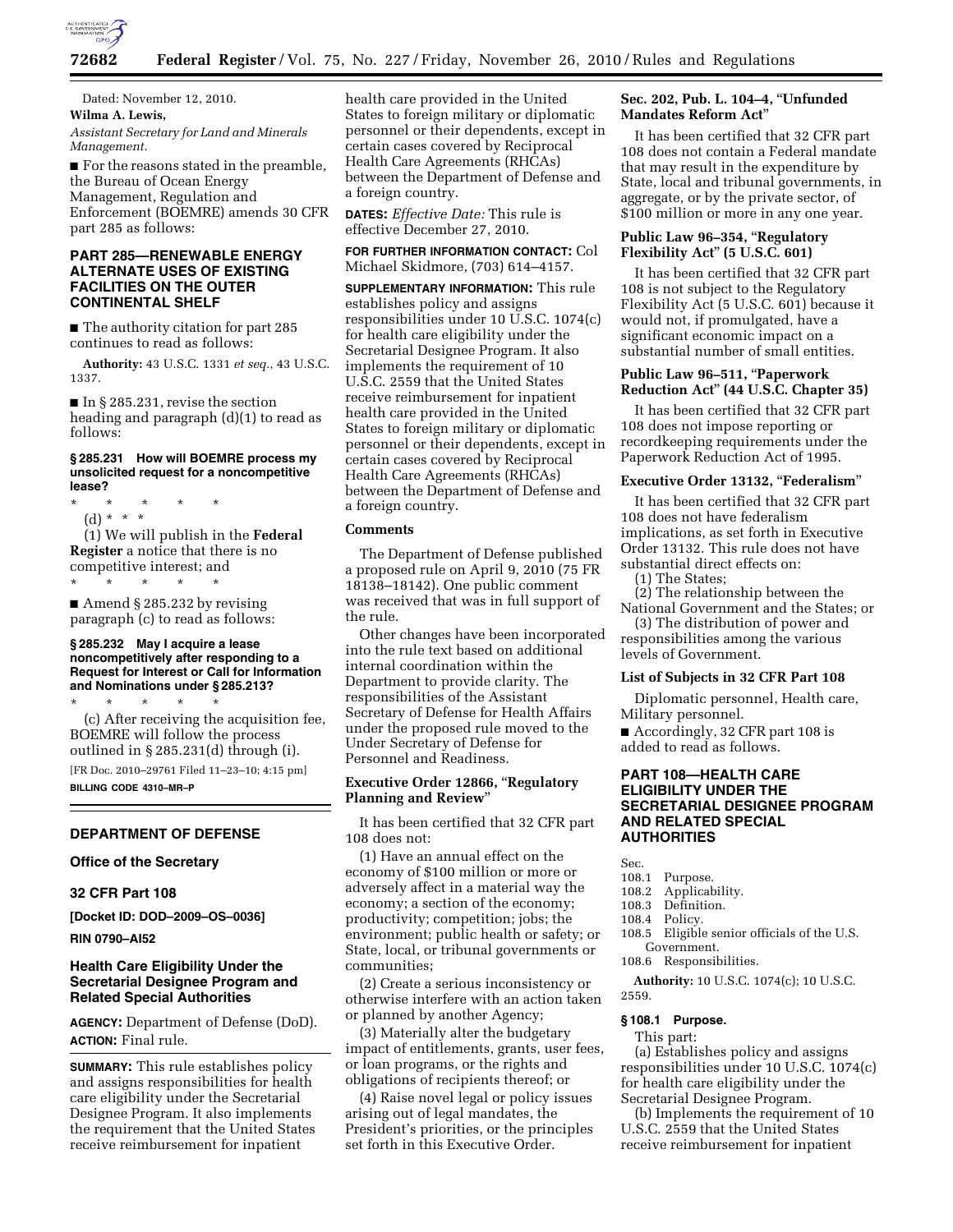Dated: November 12, 2010.

**Wilma A. Lewis,**

*Assistant Secretary for Land and Minerals Management.*

■ For the reasons stated in the preamble, the Bureau of Ocean Energy Management, Regulation and Enforcement (BOEMRE) amends 30 CFR part 285 as follows:

## PART 285—RENEWABLE ENERGY ALTERNATE USES OF EXISTING FACILITIES ON THE OUTER CONTINENTAL SHELF

■ The authority citation for part 285 continues to read as follows:

**Authority:** 43 U.S.C. 1331 *et seq.*, 43 U.S.C. 1337.

■ In § 285.231, revise the section heading and paragraph (d)(1) to read as follows:

### § 285.231 How will BOEMRE process my unsolicited request for a noncompetitive lease?

\* \* \* \* \*

(d) \* \* \*

(1) We will publish in the **Federal Register** a notice that there is no competitive interest; and

\* \* \* \* \*

■ Amend § 285.232 by revising paragraph (c) to read as follows:

### § 285.232 May I acquire a lease noncompetitively after responding to a Request for Interest or Call for Information and Nominations under § 285.213?

\* \* \* \* \*

(c) After receiving the acquisition fee, BOEMRE will follow the process outlined in § 285.231(d) through (i).

[FR Doc. 2010–29761 Filed 11–23–10; 4:15 pm]

**BILLING CODE 4310–MR–P**

---

## DEPARTMENT OF DEFENSE

### Office of the Secretary

### 32 CFR Part 108

**[Docket ID: DOD–2009–OS–0036]**

**RIN 0790–AI52**

## Health Care Eligibility Under the Secretarial Designee Program and Related Special Authorities

**AGENCY:** Department of Defense (DoD).

**ACTION:** Final rule.

**SUMMARY:** This rule establishes policy and assigns responsibilities for health care eligibility under the Secretarial Designee Program. It also implements the requirement that the United States receive reimbursement for inpatient health care provided in the United States to foreign military or diplomatic personnel or their dependents, except in certain cases covered by Reciprocal Health Care Agreements (RHCAs) between the Department of Defense and a foreign country.

**DATES:** *Effective Date:* This rule is effective December 27, 2010.

**FOR FURTHER INFORMATION CONTACT:** Col Michael Skidmore, (703) 614–4157.

**SUPPLEMENTARY INFORMATION:** This rule establishes policy and assigns responsibilities under 10 U.S.C. 1074(c) for health care eligibility under the Secretarial Designee Program. It also implements the requirement of 10 U.S.C. 2559 that the United States receive reimbursement for inpatient health care provided in the United States to foreign military or diplomatic personnel or their dependents, except in certain cases covered by Reciprocal Health Care Agreements (RHCAs) between the Department of Defense and a foreign country.

### Comments

The Department of Defense published a proposed rule on April 9, 2010 (75 FR 18138–18142). One public comment was received that was in full support of the rule.

Other changes have been incorporated into the rule text based on additional internal coordination within the Department to provide clarity. The responsibilities of the Assistant Secretary of Defense for Health Affairs under the proposed rule moved to the Under Secretary of Defense for Personnel and Readiness.

### Executive Order 12866, "Regulatory Planning and Review"

It has been certified that 32 CFR part 108 does not:

(1) Have an annual effect on the economy of $100 million or more or adversely affect in a material way the economy; a section of the economy; productivity; competition; jobs; the environment; public health or safety; or State, local, or tribunal governments or communities;

(2) Create a serious inconsistency or otherwise interfere with an action taken or planned by another Agency;

(3) Materially alter the budgetary impact of entitlements, grants, user fees, or loan programs, or the rights and obligations of recipients thereof; or

(4) Raise novel legal or policy issues arising out of legal mandates, the President's priorities, or the principles set forth in this Executive Order.

### Sec. 202, Pub. L. 104–4, "Unfunded Mandates Reform Act"

It has been certified that 32 CFR part 108 does not contain a Federal mandate that may result in the expenditure by State, local and tribunal governments, in aggregate, or by the private sector, of $100 million or more in any one year.

### Public Law 96–354, "Regulatory Flexibility Act" (5 U.S.C. 601)

It has been certified that 32 CFR part 108 is not subject to the Regulatory Flexibility Act (5 U.S.C. 601) because it would not, if promulgated, have a significant economic impact on a substantial number of small entities.

### Public Law 96–511, "Paperwork Reduction Act" (44 U.S.C. Chapter 35)

It has been certified that 32 CFR part 108 does not impose reporting or recordkeeping requirements under the Paperwork Reduction Act of 1995.

### Executive Order 13132, "Federalism"

It has been certified that 32 CFR part 108 does not have federalism implications, as set forth in Executive Order 13132. This rule does not have substantial direct effects on:

(1) The States;

(2) The relationship between the National Government and the States; or

(3) The distribution of power and responsibilities among the various levels of Government.

### List of Subjects in 32 CFR Part 108

Diplomatic personnel, Health care, Military personnel.

■ Accordingly, 32 CFR part 108 is added to read as follows.

## PART 108—HEALTH CARE ELIGIBILITY UNDER THE SECRETARIAL DESIGNEE PROGRAM AND RELATED SPECIAL AUTHORITIES

Sec.
108.1 Purpose.
108.2 Applicability.
108.3 Definition.
108.4 Policy.
108.5 Eligible senior officials of the U.S. Government.
108.6 Responsibilities.

**Authority:** 10 U.S.C. 1074(c); 10 U.S.C. 2559.

### § 108.1 Purpose.

This part:

(a) Establishes policy and assigns responsibilities under 10 U.S.C. 1074(c) for health care eligibility under the Secretarial Designee Program.

(b) Implements the requirement of 10 U.S.C. 2559 that the United States receive reimbursement for inpatient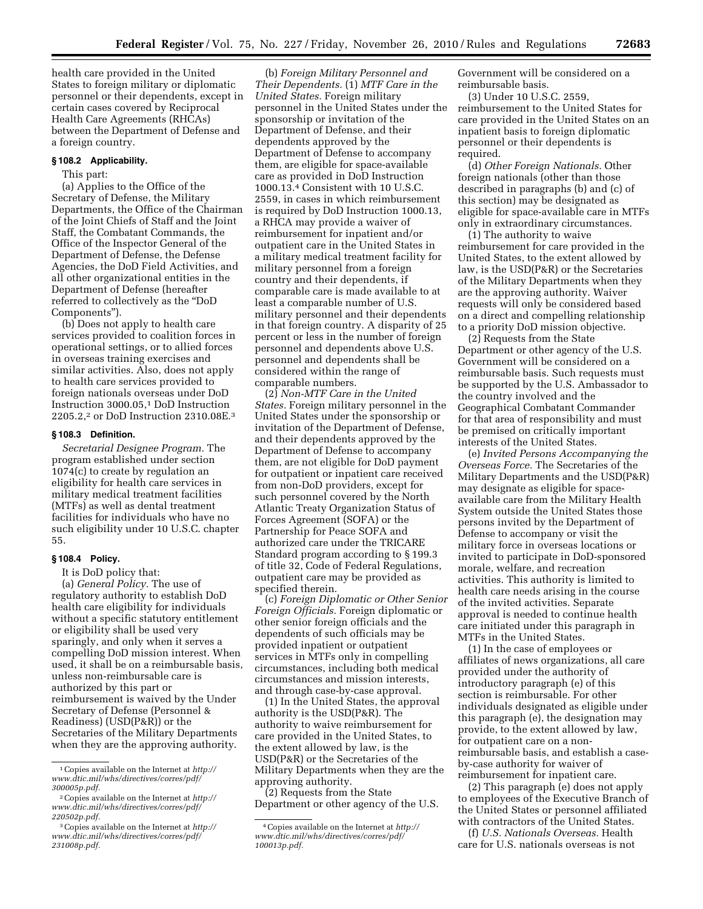health care provided in the United States to foreign military or diplomatic personnel or their dependents, except in certain cases covered by Reciprocal Health Care Agreements (RHCAs) between the Department of Defense and a foreign country.

### § 108.2 Applicability.

This part:

(a) Applies to the Office of the Secretary of Defense, the Military Departments, the Office of the Chairman of the Joint Chiefs of Staff and the Joint Staff, the Combatant Commands, the Office of the Inspector General of the Department of Defense, the Defense Agencies, the DoD Field Activities, and all other organizational entities in the Department of Defense (hereafter referred to collectively as the "DoD Components").

(b) Does not apply to health care services provided to coalition forces in operational settings, or to allied forces in overseas training exercises and similar activities. Also, does not apply to health care services provided to foreign nationals overseas under DoD Instruction 3000.05,[1] DoD Instruction 2205.2,[2] or DoD Instruction 2310.08E.[3]

### § 108.3 Definition.

*Secretarial Designee Program.* The program established under section 1074(c) to create by regulation an eligibility for health care services in military medical treatment facilities (MTFs) as well as dental treatment facilities for individuals who have no such eligibility under 10 U.S.C. chapter 55.

### § 108.4 Policy.

It is DoD policy that:

(a) *General Policy.* The use of regulatory authority to establish DoD health care eligibility for individuals without a specific statutory entitlement or eligibility shall be used very sparingly, and only when it serves a compelling DoD mission interest. When used, it shall be on a reimbursable basis, unless non-reimbursable care is authorized by this part or reimbursement is waived by the Under Secretary of Defense (Personnel & Readiness) (USD(P&R)) or the Secretaries of the Military Departments when they are the approving authority.

(b) *Foreign Military Personnel and Their Dependents.* (1) *MTF Care in the United States.* Foreign military personnel in the United States under the sponsorship or invitation of the Department of Defense, and their dependents approved by the Department of Defense to accompany them, are eligible for space-available care as provided in DoD Instruction 1000.13.[4] Consistent with 10 U.S.C. 2559, in cases in which reimbursement is required by DoD Instruction 1000.13, a RHCA may provide a waiver of reimbursement for inpatient and/or outpatient care in the United States in a military medical treatment facility for military personnel from a foreign country and their dependents, if comparable care is made available to at least a comparable number of U.S. military personnel and their dependents in that foreign country. A disparity of 25 percent or less in the number of foreign personnel and dependents above U.S. personnel and dependents shall be considered within the range of comparable numbers.

(2) *Non-MTF Care in the United States.* Foreign military personnel in the United States under the sponsorship or invitation of the Department of Defense, and their dependents approved by the Department of Defense to accompany them, are not eligible for DoD payment for outpatient or inpatient care received from non-DoD providers, except for such personnel covered by the North Atlantic Treaty Organization Status of Forces Agreement (SOFA) or the Partnership for Peace SOFA and authorized care under the TRICARE Standard program according to § 199.3 of title 32, Code of Federal Regulations, outpatient care may be provided as specified therein.

(c) *Foreign Diplomatic or Other Senior Foreign Officials.* Foreign diplomatic or other senior foreign officials and the dependents of such officials may be provided inpatient or outpatient services in MTFs only in compelling circumstances, including both medical circumstances and mission interests, and through case-by-case approval.

(1) In the United States, the approval authority is the USD(P&R). The authority to waive reimbursement for care provided in the United States, to the extent allowed by law, is the USD(P&R) or the Secretaries of the Military Departments when they are the approving authority.

(2) Requests from the State Department or other agency of the U.S. Government will be considered on a reimbursable basis.

(3) Under 10 U.S.C. 2559, reimbursement to the United States for care provided in the United States on an inpatient basis to foreign diplomatic personnel or their dependents is required.

(d) *Other Foreign Nationals.* Other foreign nationals (other than those described in paragraphs (b) and (c) of this section) may be designated as eligible for space-available care in MTFs only in extraordinary circumstances.

(1) The authority to waive reimbursement for care provided in the United States, to the extent allowed by law, is the USD(P&R) or the Secretaries of the Military Departments when they are the approving authority. Waiver requests will only be considered based on a direct and compelling relationship to a priority DoD mission objective.

(2) Requests from the State Department or other agency of the U.S. Government will be considered on a reimbursable basis. Such requests must be supported by the U.S. Ambassador to the country involved and the Geographical Combatant Commander for that area of responsibility and must be premised on critically important interests of the United States.

(e) *Invited Persons Accompanying the Overseas Force.* The Secretaries of the Military Departments and the USD(P&R) may designate as eligible for space-available care from the Military Health System outside the United States those persons invited by the Department of Defense to accompany or visit the military force in overseas locations or invited to participate in DoD-sponsored morale, welfare, and recreation activities. This authority is limited to health care needs arising in the course of the invited activities. Separate approval is needed to continue health care initiated under this paragraph in MTFs in the United States.

(1) In the case of employees or affiliates of news organizations, all care provided under the authority of introductory paragraph (e) of this section is reimbursable. For other individuals designated as eligible under this paragraph (e), the designation may provide, to the extent allowed by law, for outpatient care on a non-reimbursable basis, and establish a case-by-case authority for waiver of reimbursement for inpatient care.

(2) This paragraph (e) does not apply to employees of the Executive Branch of the United States or personnel affiliated with contractors of the United States.

(f) *U.S. Nationals Overseas.* Health care for U.S. nationals overseas is not

---

[1] Copies available on the Internet at *http://www.dtic.mil/whs/directives/corres/pdf/300005p.pdf.*

[2] Copies available on the Internet at *http://www.dtic.mil/whs/directives/corres/pdf/220502p.pdf.*

[3] Copies available on the Internet at *http://www.dtic.mil/whs/directives/corres/pdf/231008p.pdf.*

[4] Copies available on the Internet at *http://www.dtic.mil/whs/directives/corres/pdf/100013p.pdf.*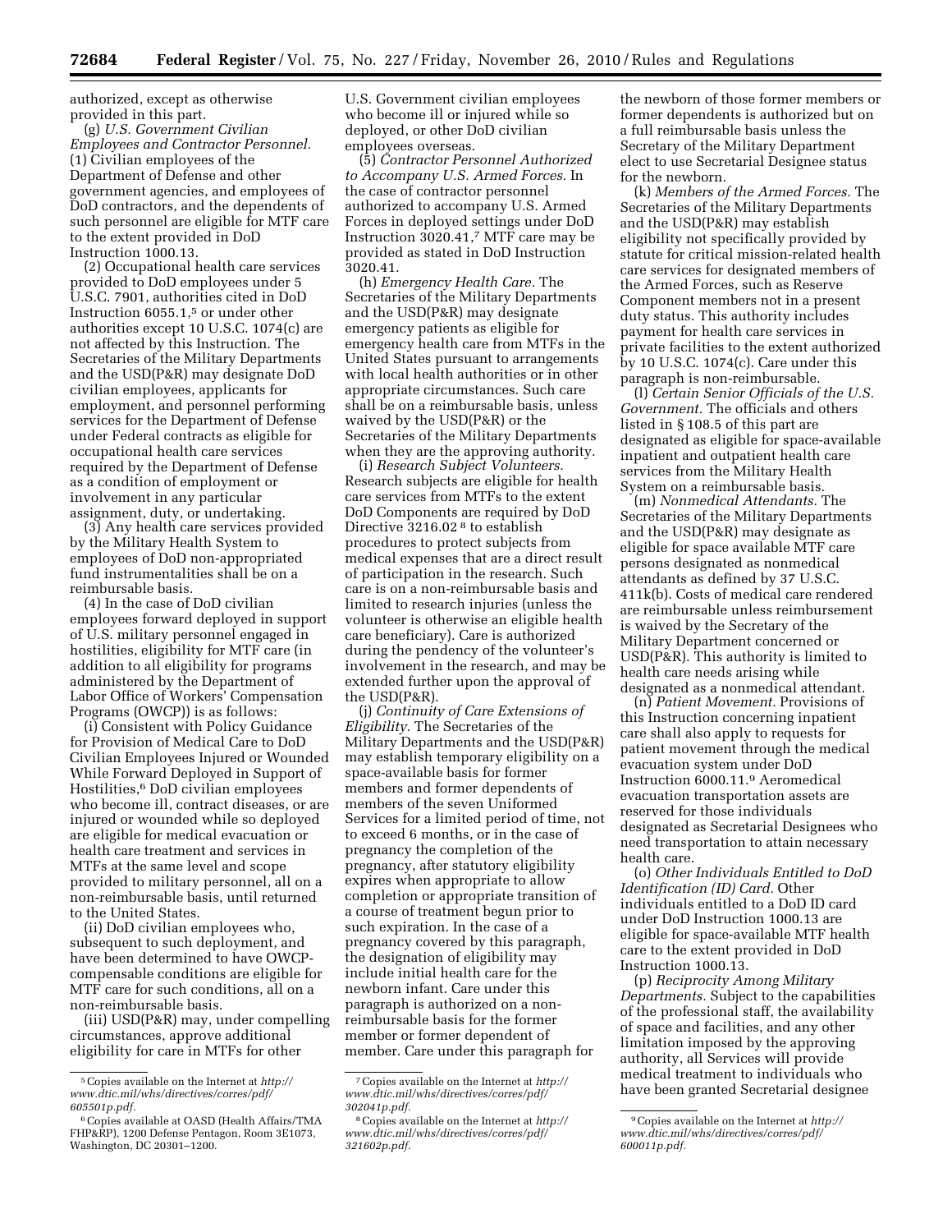authorized, except as otherwise provided in this part.

(g) *U.S. Government Civilian Employees and Contractor Personnel.* (1) Civilian employees of the Department of Defense and other government agencies, and employees of DoD contractors, and the dependents of such personnel are eligible for MTF care to the extent provided in DoD Instruction 1000.13.

(2) Occupational health care services provided to DoD employees under 5 U.S.C. 7901, authorities cited in DoD Instruction 6055.1,[5] or under other authorities except 10 U.S.C. 1074(c) are not affected by this Instruction. The Secretaries of the Military Departments and the USD(P&R) may designate DoD civilian employees, applicants for employment, and personnel performing services for the Department of Defense under Federal contracts as eligible for occupational health care services required by the Department of Defense as a condition of employment or involvement in any particular assignment, duty, or undertaking.

(3) Any health care services provided by the Military Health System to employees of DoD non-appropriated fund instrumentalities shall be on a reimbursable basis.

(4) In the case of DoD civilian employees forward deployed in support of U.S. military personnel engaged in hostilities, eligibility for MTF care (in addition to all eligibility for programs administered by the Department of Labor Office of Workers' Compensation Programs (OWCP)) is as follows:

(i) Consistent with Policy Guidance for Provision of Medical Care to DoD Civilian Employees Injured or Wounded While Forward Deployed in Support of Hostilities,[6] DoD civilian employees who become ill, contract diseases, or are injured or wounded while so deployed are eligible for medical evacuation or health care treatment and services in MTFs at the same level and scope provided to military personnel, all on a non-reimbursable basis, until returned to the United States.

(ii) DoD civilian employees who, subsequent to such deployment, and have been determined to have OWCP-compensable conditions are eligible for MTF care for such conditions, all on a non-reimbursable basis.

(iii) USD(P&R) may, under compelling circumstances, approve additional eligibility for care in MTFs for other U.S. Government civilian employees who become ill or injured while so deployed, or other DoD civilian employees overseas.

(5) *Contractor Personnel Authorized to Accompany U.S. Armed Forces.* In the case of contractor personnel authorized to accompany U.S. Armed Forces in deployed settings under DoD Instruction 3020.41,[7] MTF care may be provided as stated in DoD Instruction 3020.41.

(h) *Emergency Health Care.* The Secretaries of the Military Departments and the USD(P&R) may designate emergency patients as eligible for emergency health care from MTFs in the United States pursuant to arrangements with local health authorities or in other appropriate circumstances. Such care shall be on a reimbursable basis, unless waived by the USD(P&R) or the Secretaries of the Military Departments when they are the approving authority.

(i) *Research Subject Volunteers.* Research subjects are eligible for health care services from MTFs to the extent DoD Components are required by DoD Directive 3216.02[8] to establish procedures to protect subjects from medical expenses that are a direct result of participation in the research. Such care is on a non-reimbursable basis and limited to research injuries (unless the volunteer is otherwise an eligible health care beneficiary). Care is authorized during the pendency of the volunteer's involvement in the research, and may be extended further upon the approval of the USD(P&R).

(j) *Continuity of Care Extensions of Eligibility.* The Secretaries of the Military Departments and the USD(P&R) may establish temporary eligibility on a space-available basis for former members and former dependents of members of the seven Uniformed Services for a limited period of time, not to exceed 6 months, or in the case of pregnancy the completion of the pregnancy, after statutory eligibility expires when appropriate to allow completion or appropriate transition of a course of treatment begun prior to such expiration. In the case of a pregnancy covered by this paragraph, the designation of eligibility may include initial health care for the newborn infant. Care under this paragraph is authorized on a non-reimbursable basis for the former member or former dependent of member. Care under this paragraph for the newborn of those former members or former dependents is authorized but on a full reimbursable basis unless the Secretary of the Military Department elect to use Secretarial Designee status for the newborn.

(k) *Members of the Armed Forces.* The Secretaries of the Military Departments and the USD(P&R) may establish eligibility not specifically provided by statute for critical mission-related health care services for designated members of the Armed Forces, such as Reserve Component members not in a present duty status. This authority includes payment for health care services in private facilities to the extent authorized by 10 U.S.C. 1074(c). Care under this paragraph is non-reimbursable.

(l) *Certain Senior Officials of the U.S. Government.* The officials and others listed in § 108.5 of this part are designated as eligible for space-available inpatient and outpatient health care services from the Military Health System on a reimbursable basis.

(m) *Nonmedical Attendants.* The Secretaries of the Military Departments and the USD(P&R) may designate as eligible for space available MTF care persons designated as nonmedical attendants as defined by 37 U.S.C. 411k(b). Costs of medical care rendered are reimbursable unless reimbursement is waived by the Secretary of the Military Department concerned or USD(P&R). This authority is limited to health care needs arising while designated as a nonmedical attendant.

(n) *Patient Movement.* Provisions of this Instruction concerning inpatient care shall also apply to requests for patient movement through the medical evacuation system under DoD Instruction 6000.11.[9] Aeromedical evacuation transportation assets are reserved for those individuals designated as Secretarial Designees who need transportation to attain necessary health care.

(o) *Other Individuals Entitled to DoD Identification (ID) Card.* Other individuals entitled to a DoD ID card under DoD Instruction 1000.13 are eligible for space-available MTF health care to the extent provided in DoD Instruction 1000.13.

(p) *Reciprocity Among Military Departments.* Subject to the capabilities of the professional staff, the availability of space and facilities, and any other limitation imposed by the approving authority, all Services will provide medical treatment to individuals who have been granted Secretarial designee

---

[5] Copies available on the Internet at *http://www.dtic.mil/whs/directives/corres/pdf/605501p.pdf.*

[6] Copies available at OASD (Health Affairs/TMA FHP&RP), 1200 Defense Pentagon, Room 3E1073, Washington, DC 20301–1200.

[7] Copies available on the Internet at *http://www.dtic.mil/whs/directives/corres/pdf/302041p.pdf.*

[8] Copies available on the Internet at *http://www.dtic.mil/whs/directives/corres/pdf/321602p.pdf.*

[9] Copies available on the Internet at *http://www.dtic.mil/whs/directives/corres/pdf/600011p.pdf.*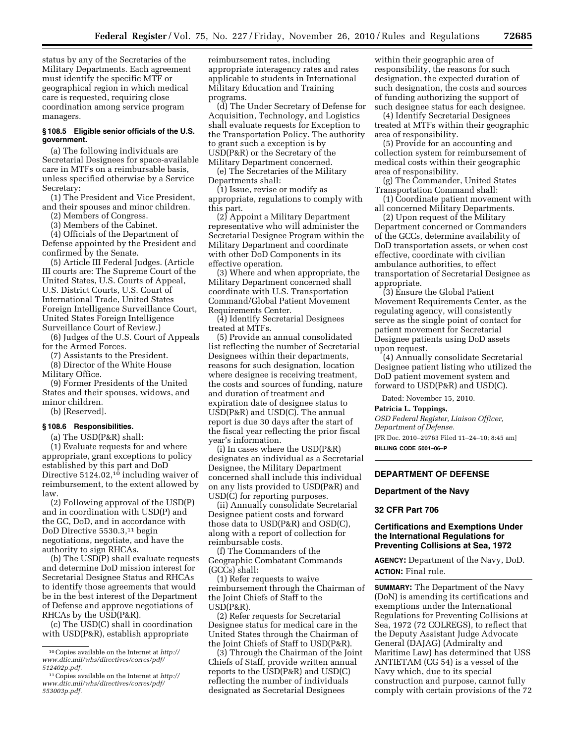status by any of the Secretaries of the Military Departments. Each agreement must identify the specific MTF or geographical region in which medical care is requested, requiring close coordination among service program managers.

### § 108.5 Eligible senior officials of the U.S. government.

(a) The following individuals are Secretarial Designees for space-available care in MTFs on a reimbursable basis, unless specified otherwise by a Service Secretary:

(1) The President and Vice President, and their spouses and minor children.

(2) Members of Congress.

(3) Members of the Cabinet.

(4) Officials of the Department of Defense appointed by the President and confirmed by the Senate.

(5) Article III Federal Judges. (Article III courts are: The Supreme Court of the United States, U.S. Courts of Appeal, U.S. District Courts, U.S. Court of International Trade, United States Foreign Intelligence Surveillance Court, United States Foreign Intelligence Surveillance Court of Review.)

(6) Judges of the U.S. Court of Appeals for the Armed Forces.

(7) Assistants to the President.

(8) Director of the White House Military Office.

(9) Former Presidents of the United States and their spouses, widows, and minor children.

(b) [Reserved].

### § 108.6 Responsibilities.

(a) The USD(P&R) shall:

(1) Evaluate requests for and where appropriate, grant exceptions to policy established by this part and DoD Directive 5124.02,[10] including waiver of reimbursement, to the extent allowed by law.

(2) Following approval of the USD(P) and in coordination with USD(P) and the GC, DoD, and in accordance with DoD Directive 5530.3,[11] begin negotiations, negotiate, and have the authority to sign RHCAs.

(b) The USD(P) shall evaluate requests and determine DoD mission interest for Secretarial Designee Status and RHCAs to identify those agreements that would be in the best interest of the Department of Defense and approve negotiations of RHCAs by the USD(P&R).

(c) The USD(C) shall in coordination with USD(P&R), establish appropriate reimbursement rates, including appropriate interagency rates and rates applicable to students in International Military Education and Training programs.

(d) The Under Secretary of Defense for Acquisition, Technology, and Logistics shall evaluate requests for Exception to the Transportation Policy. The authority to grant such a exception is by USD(P&R) or the Secretary of the Military Department concerned.

(e) The Secretaries of the Military Departments shall:

(1) Issue, revise or modify as appropriate, regulations to comply with this part.

(2) Appoint a Military Department representative who will administer the Secretarial Designee Program within the Military Department and coordinate with other DoD Components in its effective operation.

(3) Where and when appropriate, the Military Department concerned shall coordinate with U.S. Transportation Command/Global Patient Movement Requirements Center.

(4) Identify Secretarial Designees treated at MTFs.

(5) Provide an annual consolidated list reflecting the number of Secretarial Designees within their departments, reasons for such designation, location where designee is receiving treatment, the costs and sources of funding, nature and duration of treatment and expiration date of designee status to USD(P&R) and USD(C). The annual report is due 30 days after the start of the fiscal year reflecting the prior fiscal year's information.

(i) In cases where the USD(P&R) designates an individual as a Secretarial Designee, the Military Department concerned shall include this individual on any lists provided to USD(P&R) and USD(C) for reporting purposes.

(ii) Annually consolidate Secretarial Designee patient costs and forward those data to USD(P&R) and OSD(C), along with a report of collection for reimbursable costs.

(f) The Commanders of the Geographic Combatant Commands (GCCs) shall:

(1) Refer requests to waive reimbursement through the Chairman of the Joint Chiefs of Staff to the USD(P&R).

(2) Refer requests for Secretarial Designee status for medical care in the United States through the Chairman of the Joint Chiefs of Staff to USD(P&R).

(3) Through the Chairman of the Joint Chiefs of Staff, provide written annual reports to the USD(P&R) and USD(C) reflecting the number of individuals designated as Secretarial Designees within their geographic area of responsibility, the reasons for such designation, the expected duration of such designation, the costs and sources of funding authorizing the support of such designee status for each designee.

(4) Identify Secretarial Designees treated at MTFs within their geographic area of responsibility.

(5) Provide for an accounting and collection system for reimbursement of medical costs within their geographic area of responsibility.

(g) The Commander, United States Transportation Command shall:

(1) Coordinate patient movement with all concerned Military Departments.

(2) Upon request of the Military Department concerned or Commanders of the GCCs, determine availability of DoD transportation assets, or when cost effective, coordinate with civilian ambulance authorities, to effect transportation of Secretarial Designee as appropriate.

(3) Ensure the Global Patient Movement Requirements Center, as the regulating agency, will consistently serve as the single point of contact for patient movement for Secretarial Designee patients using DoD assets upon request.

(4) Annually consolidate Secretarial Designee patient listing who utilized the DoD patient movement system and forward to USD(P&R) and USD(C).

Dated: November 15, 2010.

**Patricia L. Toppings,**

*OSD Federal Register, Liaison Officer, Department of Defense.*

[FR Doc. 2010–29763 Filed 11–24–10; 8:45 am]

**BILLING CODE 5001–06–P**

[10] Copies available on the Internet at *http://www.dtic.mil/whs/directives/corres/pdf/512402p.pdf.*

[11] Copies available on the Internet at *http://www.dtic.mil/whs/directives/corres/pdf/553003p.pdf.*

---

## DEPARTMENT OF DEFENSE

### Department of the Navy

### 32 CFR Part 706

### Certifications and Exemptions Under the International Regulations for Preventing Collisions at Sea, 1972

**AGENCY:** Department of the Navy, DoD.

**ACTION:** Final rule.

**SUMMARY:** The Department of the Navy (DoN) is amending its certifications and exemptions under the International Regulations for Preventing Collisions at Sea, 1972 (72 COLREGS), to reflect that the Deputy Assistant Judge Advocate General (DAJAG) (Admiralty and Maritime Law) has determined that USS ANTIETAM (CG 54) is a vessel of the Navy which, due to its special construction and purpose, cannot fully comply with certain provisions of the 72